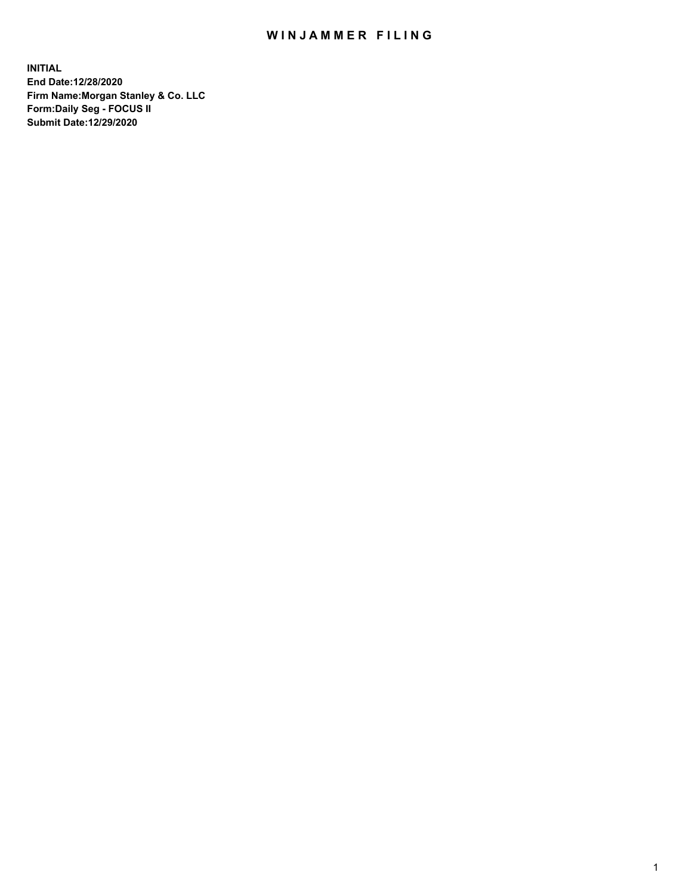# WINJAMMER FILING

**INITIAL**
**End Date:12/28/2020**
**Firm Name:Morgan Stanley & Co. LLC**
**Form:Daily Seg - FOCUS II**
**Submit Date:12/29/2020**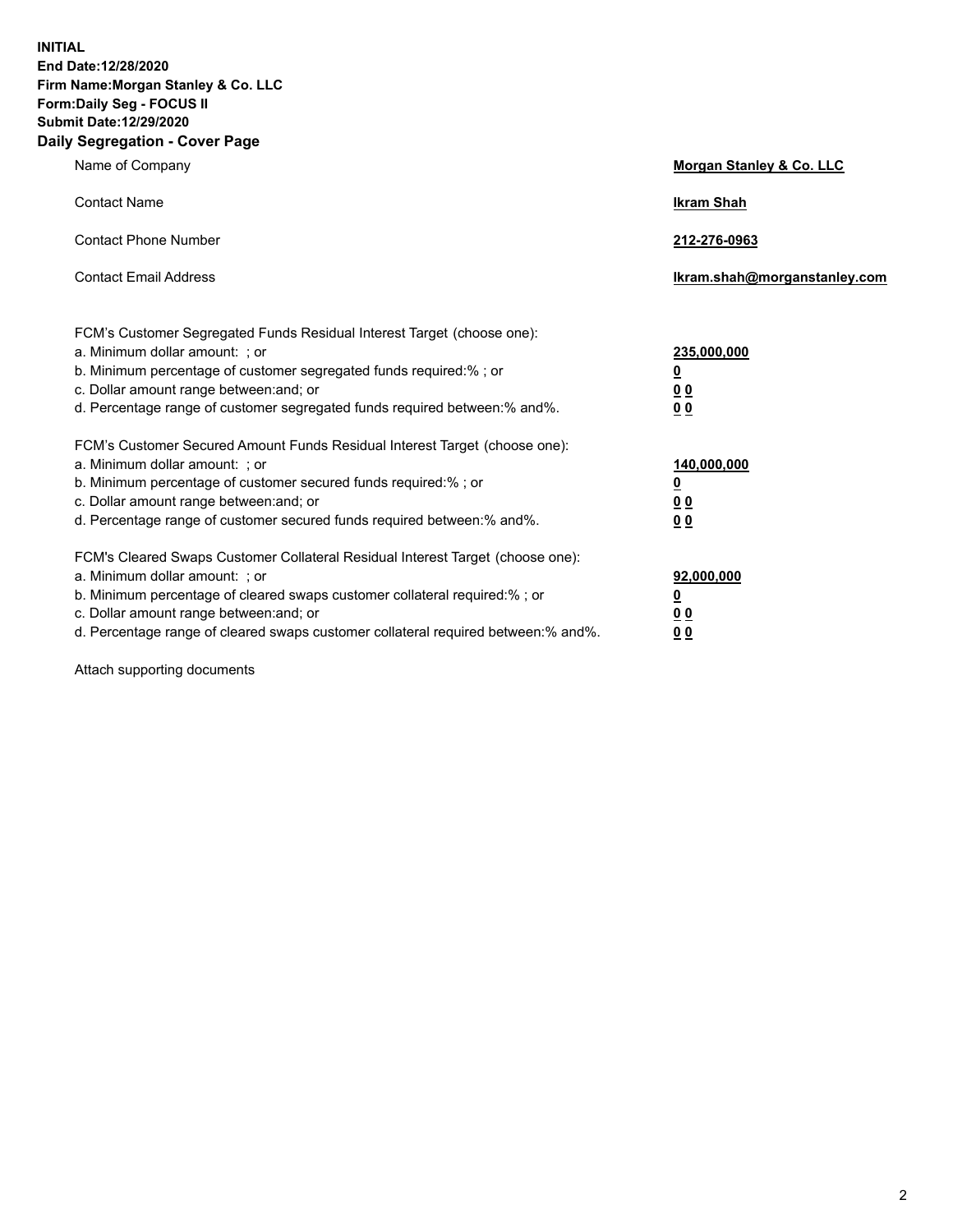**INITIAL**
**End Date:12/28/2020**
**Firm Name:Morgan Stanley & Co. LLC**
**Form:Daily Seg - FOCUS II**
**Submit Date:12/29/2020**
**Daily Segregation - Cover Page**

| | |
|---|---|
| Name of Company | **Morgan Stanley & Co. LLC** |
| Contact Name | **Ikram Shah** |
| Contact Phone Number | **212-276-0963** |
| Contact Email Address | **Ikram.shah@morganstanley.com** |

FCM's Customer Segregated Funds Residual Interest Target (choose one):

| | |
|---|---|
| a. Minimum dollar amount: ; or | **235,000,000** |
| b. Minimum percentage of customer segregated funds required:% ; or | **0** |
| c. Dollar amount range between:and; or | **0 0** |
| d. Percentage range of customer segregated funds required between:% and%. | **0 0** |

FCM's Customer Secured Amount Funds Residual Interest Target (choose one):

| | |
|---|---|
| a. Minimum dollar amount: ; or | **140,000,000** |
| b. Minimum percentage of customer secured funds required:% ; or | **0** |
| c. Dollar amount range between:and; or | **0 0** |
| d. Percentage range of customer secured funds required between:% and%. | **0 0** |

FCM's Cleared Swaps Customer Collateral Residual Interest Target (choose one):

| | |
|---|---|
| a. Minimum dollar amount: ; or | **92,000,000** |
| b. Minimum percentage of cleared swaps customer collateral required:% ; or | **0** |
| c. Dollar amount range between:and; or | **0 0** |
| d. Percentage range of cleared swaps customer collateral required between:% and%. | **0 0** |

Attach supporting documents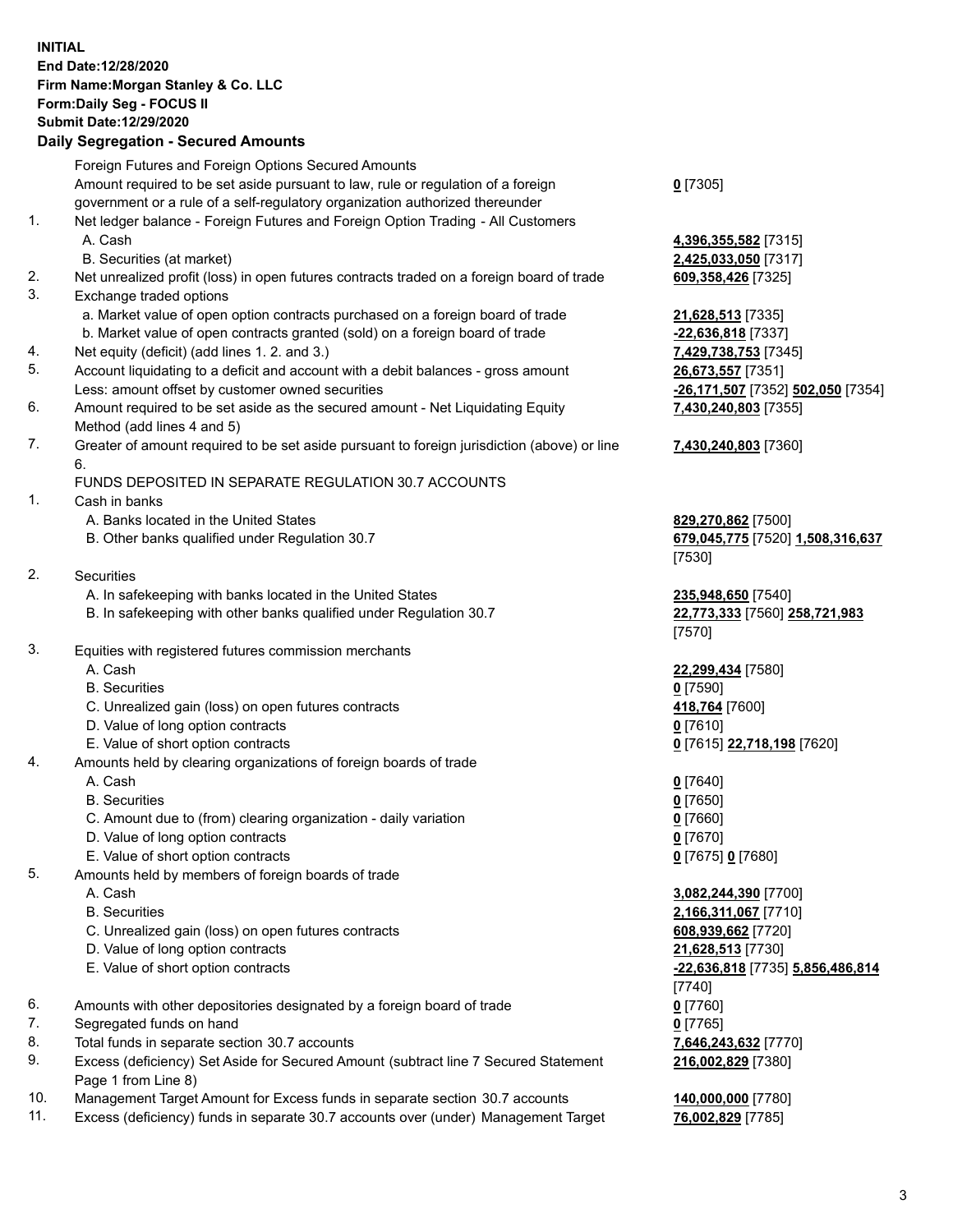**INITIAL**
**End Date:12/28/2020**
**Firm Name:Morgan Stanley & Co. LLC**
**Form:Daily Seg - FOCUS II**
**Submit Date:12/29/2020**

**Daily Segregation - Secured Amounts**

| | | |
|---|---|---|
| | Foreign Futures and Foreign Options Secured Amounts | |
| | Amount required to be set aside pursuant to law, rule or regulation of a foreign government or a rule of a self-regulatory organization authorized thereunder | **0** [7305] |
| 1. | Net ledger balance - Foreign Futures and Foreign Option Trading - All Customers | |
| | A. Cash | **4,396,355,582** [7315] |
| | B. Securities (at market) | **2,425,033,050** [7317] |
| 2. | Net unrealized profit (loss) in open futures contracts traded on a foreign board of trade | **609,358,426** [7325] |
| 3. | Exchange traded options | |
| | a. Market value of open option contracts purchased on a foreign board of trade | **21,628,513** [7335] |
| | b. Market value of open contracts granted (sold) on a foreign board of trade | **-22,636,818** [7337] |
| 4. | Net equity (deficit) (add lines 1. 2. and 3.) | **7,429,738,753** [7345] |
| 5. | Account liquidating to a deficit and account with a debit balances - gross amount | **26,673,557** [7351] |
| | Less: amount offset by customer owned securities | **-26,171,507** [7352] **502,050** [7354] |
| 6. | Amount required to be set aside as the secured amount - Net Liquidating Equity Method (add lines 4 and 5) | **7,430,240,803** [7355] |
| 7. | Greater of amount required to be set aside pursuant to foreign jurisdiction (above) or line 6. | **7,430,240,803** [7360] |
| | FUNDS DEPOSITED IN SEPARATE REGULATION 30.7 ACCOUNTS | |
| 1. | Cash in banks | |
| | A. Banks located in the United States | **829,270,862** [7500] |
| | B. Other banks qualified under Regulation 30.7 | **679,045,775** [7520] **1,508,316,637** [7530] |
| 2. | Securities | |
| | A. In safekeeping with banks located in the United States | **235,948,650** [7540] |
| | B. In safekeeping with other banks qualified under Regulation 30.7 | **22,773,333** [7560] **258,721,983** [7570] |
| 3. | Equities with registered futures commission merchants | |
| | A. Cash | **22,299,434** [7580] |
| | B. Securities | **0** [7590] |
| | C. Unrealized gain (loss) on open futures contracts | **418,764** [7600] |
| | D. Value of long option contracts | **0** [7610] |
| | E. Value of short option contracts | **0** [7615] **22,718,198** [7620] |
| 4. | Amounts held by clearing organizations of foreign boards of trade | |
| | A. Cash | **0** [7640] |
| | B. Securities | **0** [7650] |
| | C. Amount due to (from) clearing organization - daily variation | **0** [7660] |
| | D. Value of long option contracts | **0** [7670] |
| | E. Value of short option contracts | **0** [7675] **0** [7680] |
| 5. | Amounts held by members of foreign boards of trade | |
| | A. Cash | **3,082,244,390** [7700] |
| | B. Securities | **2,166,311,067** [7710] |
| | C. Unrealized gain (loss) on open futures contracts | **608,939,662** [7720] |
| | D. Value of long option contracts | **21,628,513** [7730] |
| | E. Value of short option contracts | **-22,636,818** [7735] **5,856,486,814** [7740] |
| 6. | Amounts with other depositories designated by a foreign board of trade | **0** [7760] |
| 7. | Segregated funds on hand | **0** [7765] |
| 8. | Total funds in separate section 30.7 accounts | **7,646,243,632** [7770] |
| 9. | Excess (deficiency) Set Aside for Secured Amount (subtract line 7 Secured Statement Page 1 from Line 8) | **216,002,829** [7380] |
| 10. | Management Target Amount for Excess funds in separate section 30.7 accounts | **140,000,000** [7780] |
| 11. | Excess (deficiency) funds in separate 30.7 accounts over (under) Management Target | **76,002,829** [7785] |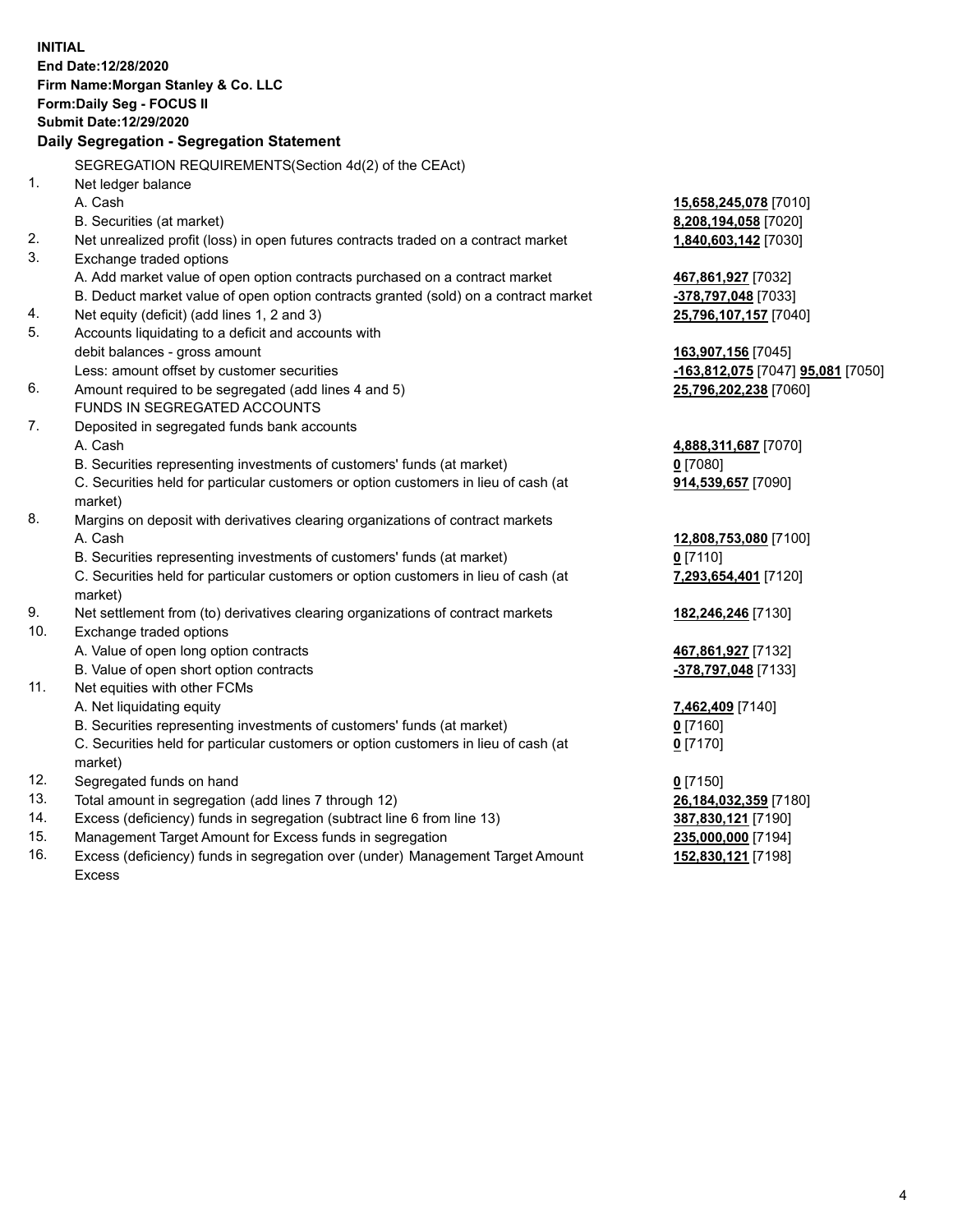**INITIAL**
**End Date:12/28/2020**
**Firm Name:Morgan Stanley & Co. LLC**
**Form:Daily Seg - FOCUS II**
**Submit Date:12/29/2020**

### Daily Segregation - Segregation Statement

SEGREGATION REQUIREMENTS(Section 4d(2) of the CEAct)

| | | |
|---|---|---|
| 1. | Net ledger balance | |
| | A. Cash | **15,658,245,078** [7010] |
| | B. Securities (at market) | **8,208,194,058** [7020] |
| 2. | Net unrealized profit (loss) in open futures contracts traded on a contract market | **1,840,603,142** [7030] |
| 3. | Exchange traded options | |
| | A. Add market value of open option contracts purchased on a contract market | **467,861,927** [7032] |
| | B. Deduct market value of open option contracts granted (sold) on a contract market | **-378,797,048** [7033] |
| 4. | Net equity (deficit) (add lines 1, 2 and 3) | **25,796,107,157** [7040] |
| 5. | Accounts liquidating to a deficit and accounts with | |
| | debit balances - gross amount | **163,907,156** [7045] |
| | Less: amount offset by customer securities | **-163,812,075** [7047] **95,081** [7050] |
| 6. | Amount required to be segregated (add lines 4 and 5) | **25,796,202,238** [7060] |
| | FUNDS IN SEGREGATED ACCOUNTS | |
| 7. | Deposited in segregated funds bank accounts | |
| | A. Cash | **4,888,311,687** [7070] |
| | B. Securities representing investments of customers' funds (at market) | **0** [7080] |
| | C. Securities held for particular customers or option customers in lieu of cash (at market) | **914,539,657** [7090] |
| 8. | Margins on deposit with derivatives clearing organizations of contract markets | |
| | A. Cash | **12,808,753,080** [7100] |
| | B. Securities representing investments of customers' funds (at market) | **0** [7110] |
| | C. Securities held for particular customers or option customers in lieu of cash (at market) | **7,293,654,401** [7120] |
| 9. | Net settlement from (to) derivatives clearing organizations of contract markets | **182,246,246** [7130] |
| 10. | Exchange traded options | |
| | A. Value of open long option contracts | **467,861,927** [7132] |
| | B. Value of open short option contracts | **-378,797,048** [7133] |
| 11. | Net equities with other FCMs | |
| | A. Net liquidating equity | **7,462,409** [7140] |
| | B. Securities representing investments of customers' funds (at market) | **0** [7160] |
| | C. Securities held for particular customers or option customers in lieu of cash (at market) | **0** [7170] |
| 12. | Segregated funds on hand | **0** [7150] |
| 13. | Total amount in segregation (add lines 7 through 12) | **26,184,032,359** [7180] |
| 14. | Excess (deficiency) funds in segregation (subtract line 6 from line 13) | **387,830,121** [7190] |
| 15. | Management Target Amount for Excess funds in segregation | **235,000,000** [7194] |
| 16. | Excess (deficiency) funds in segregation over (under) Management Target Amount Excess | **152,830,121** [7198] |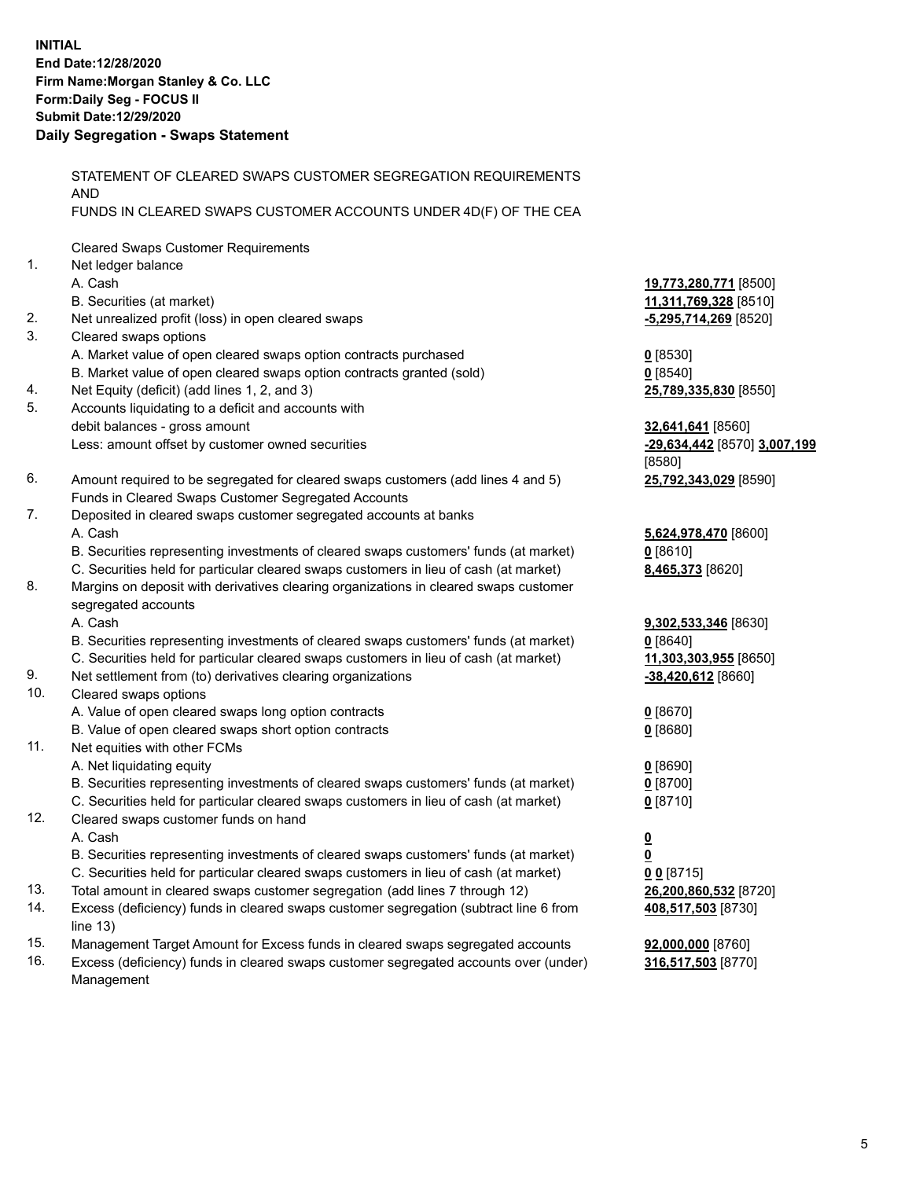**INITIAL**
**End Date:12/28/2020**
**Firm Name:Morgan Stanley & Co. LLC**
**Form:Daily Seg - FOCUS II**
**Submit Date:12/29/2020**
**Daily Segregation - Swaps Statement**

STATEMENT OF CLEARED SWAPS CUSTOMER SEGREGATION REQUIREMENTS AND FUNDS IN CLEARED SWAPS CUSTOMER ACCOUNTS UNDER 4D(F) OF THE CEA

| | | |
|---|---|---|
| | Cleared Swaps Customer Requirements | |
| 1. | Net ledger balance | |
| | A. Cash | **19,773,280,771** [8500] |
| | B. Securities (at market) | **11,311,769,328** [8510] |
| 2. | Net unrealized profit (loss) in open cleared swaps | **-5,295,714,269** [8520] |
| 3. | Cleared swaps options | |
| | A. Market value of open cleared swaps option contracts purchased | **0** [8530] |
| | B. Market value of open cleared swaps option contracts granted (sold) | **0** [8540] |
| 4. | Net Equity (deficit) (add lines 1, 2, and 3) | **25,789,335,830** [8550] |
| 5. | Accounts liquidating to a deficit and accounts with debit balances - gross amount | **32,641,641** [8560] |
| | Less: amount offset by customer owned securities | **-29,634,442** [8570] **3,007,199** [8580] |
| 6. | Amount required to be segregated for cleared swaps customers (add lines 4 and 5) | **25,792,343,029** [8590] |
| | Funds in Cleared Swaps Customer Segregated Accounts | |
| 7. | Deposited in cleared swaps customer segregated accounts at banks | |
| | A. Cash | **5,624,978,470** [8600] |
| | B. Securities representing investments of cleared swaps customers' funds (at market) | **0** [8610] |
| | C. Securities held for particular cleared swaps customers in lieu of cash (at market) | **8,465,373** [8620] |
| 8. | Margins on deposit with derivatives clearing organizations in cleared swaps customer segregated accounts | |
| | A. Cash | **9,302,533,346** [8630] |
| | B. Securities representing investments of cleared swaps customers' funds (at market) | **0** [8640] |
| | C. Securities held for particular cleared swaps customers in lieu of cash (at market) | **11,303,303,955** [8650] |
| 9. | Net settlement from (to) derivatives clearing organizations | **-38,420,612** [8660] |
| 10. | Cleared swaps options | |
| | A. Value of open cleared swaps long option contracts | **0** [8670] |
| | B. Value of open cleared swaps short option contracts | **0** [8680] |
| 11. | Net equities with other FCMs | |
| | A. Net liquidating equity | **0** [8690] |
| | B. Securities representing investments of cleared swaps customers' funds (at market) | **0** [8700] |
| | C. Securities held for particular cleared swaps customers in lieu of cash (at market) | **0** [8710] |
| 12. | Cleared swaps customer funds on hand | |
| | A. Cash | **0** |
| | B. Securities representing investments of cleared swaps customers' funds (at market) | **0** |
| | C. Securities held for particular cleared swaps customers in lieu of cash (at market) | **0** **0** [8715] |
| 13. | Total amount in cleared swaps customer segregation (add lines 7 through 12) | **26,200,860,532** [8720] |
| 14. | Excess (deficiency) funds in cleared swaps customer segregation (subtract line 6 from line 13) | **408,517,503** [8730] |
| 15. | Management Target Amount for Excess funds in cleared swaps segregated accounts | **92,000,000** [8760] |
| 16. | Excess (deficiency) funds in cleared swaps customer segregated accounts over (under) Management | **316,517,503** [8770] |